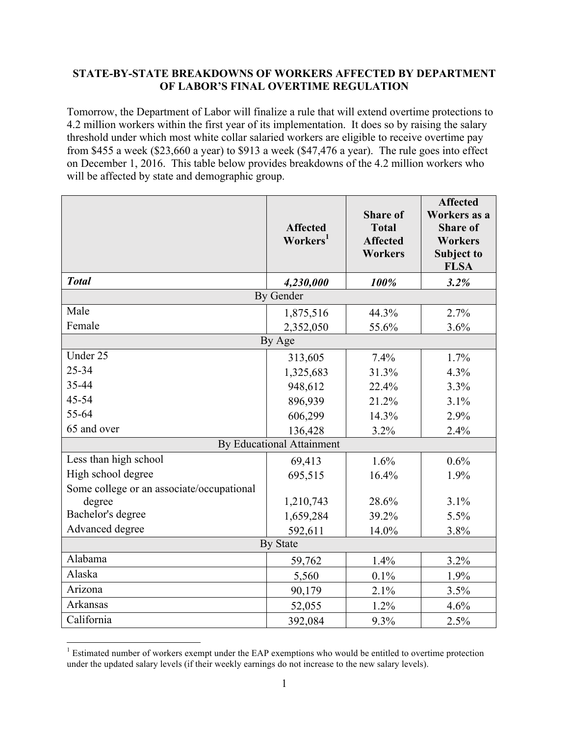## STATE-BY-STATE BREAKDOWNS OF WORKERS AFFECTED BY DEPARTMENT OF LABOR'S FINAL OVERTIME REGULATION

Tomorrow, the Department of Labor will finalize a rule that will extend overtime protections to 4.2 million workers within the first year of its implementation. It does so by raising the salary threshold under which most white collar salaried workers are eligible to receive overtime pay from $455 a week ($23,660 a year) to $913 a week ($47,476 a year). The rule goes into effect on December 1, 2016. This table below provides breakdowns of the 4.2 million workers who will be affected by state and demographic group.

| | Affected Workers[1] | Share of Total Affected Workers | Affected Workers as a Share of Workers Subject to FLSA |
|---|---|---|---|
| ***Total*** | ***4,230,000*** | ***100%*** | ***3.2%*** |
| By Gender | | | |
| Male | 1,875,516 | 44.3% | 2.7% |
| Female | 2,352,050 | 55.6% | 3.6% |
| By Age | | | |
| Under 25 | 313,605 | 7.4% | 1.7% |
| 25-34 | 1,325,683 | 31.3% | 4.3% |
| 35-44 | 948,612 | 22.4% | 3.3% |
| 45-54 | 896,939 | 21.2% | 3.1% |
| 55-64 | 606,299 | 14.3% | 2.9% |
| 65 and over | 136,428 | 3.2% | 2.4% |
| By Educational Attainment | | | |
| Less than high school | 69,413 | 1.6% | 0.6% |
| High school degree | 695,515 | 16.4% | 1.9% |
| Some college or an associate/occupational degree | 1,210,743 | 28.6% | 3.1% |
| Bachelor's degree | 1,659,284 | 39.2% | 5.5% |
| Advanced degree | 592,611 | 14.0% | 3.8% |
| By State | | | |
| Alabama | 59,762 | 1.4% | 3.2% |
| Alaska | 5,560 | 0.1% | 1.9% |
| Arizona | 90,179 | 2.1% | 3.5% |
| Arkansas | 52,055 | 1.2% | 4.6% |
| California | 392,084 | 9.3% | 2.5% |

[1] Estimated number of workers exempt under the EAP exemptions who would be entitled to overtime protection under the updated salary levels (if their weekly earnings do not increase to the new salary levels).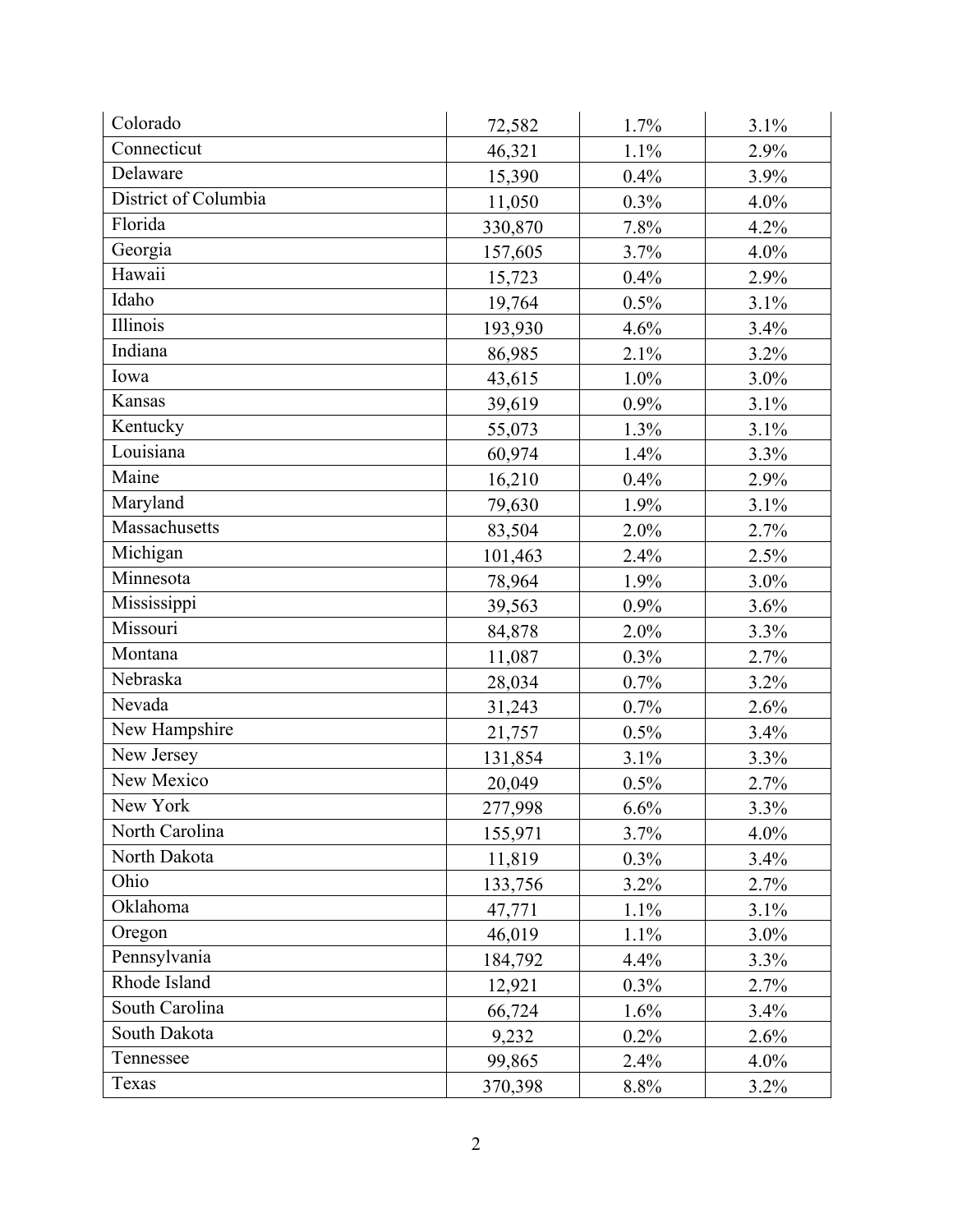| | | | |
|---|---|---|---|
| Colorado | 72,582 | 1.7% | 3.1% |
| Connecticut | 46,321 | 1.1% | 2.9% |
| Delaware | 15,390 | 0.4% | 3.9% |
| District of Columbia | 11,050 | 0.3% | 4.0% |
| Florida | 330,870 | 7.8% | 4.2% |
| Georgia | 157,605 | 3.7% | 4.0% |
| Hawaii | 15,723 | 0.4% | 2.9% |
| Idaho | 19,764 | 0.5% | 3.1% |
| Illinois | 193,930 | 4.6% | 3.4% |
| Indiana | 86,985 | 2.1% | 3.2% |
| Iowa | 43,615 | 1.0% | 3.0% |
| Kansas | 39,619 | 0.9% | 3.1% |
| Kentucky | 55,073 | 1.3% | 3.1% |
| Louisiana | 60,974 | 1.4% | 3.3% |
| Maine | 16,210 | 0.4% | 2.9% |
| Maryland | 79,630 | 1.9% | 3.1% |
| Massachusetts | 83,504 | 2.0% | 2.7% |
| Michigan | 101,463 | 2.4% | 2.5% |
| Minnesota | 78,964 | 1.9% | 3.0% |
| Mississippi | 39,563 | 0.9% | 3.6% |
| Missouri | 84,878 | 2.0% | 3.3% |
| Montana | 11,087 | 0.3% | 2.7% |
| Nebraska | 28,034 | 0.7% | 3.2% |
| Nevada | 31,243 | 0.7% | 2.6% |
| New Hampshire | 21,757 | 0.5% | 3.4% |
| New Jersey | 131,854 | 3.1% | 3.3% |
| New Mexico | 20,049 | 0.5% | 2.7% |
| New York | 277,998 | 6.6% | 3.3% |
| North Carolina | 155,971 | 3.7% | 4.0% |
| North Dakota | 11,819 | 0.3% | 3.4% |
| Ohio | 133,756 | 3.2% | 2.7% |
| Oklahoma | 47,771 | 1.1% | 3.1% |
| Oregon | 46,019 | 1.1% | 3.0% |
| Pennsylvania | 184,792 | 4.4% | 3.3% |
| Rhode Island | 12,921 | 0.3% | 2.7% |
| South Carolina | 66,724 | 1.6% | 3.4% |
| South Dakota | 9,232 | 0.2% | 2.6% |
| Tennessee | 99,865 | 2.4% | 4.0% |
| Texas | 370,398 | 8.8% | 3.2% |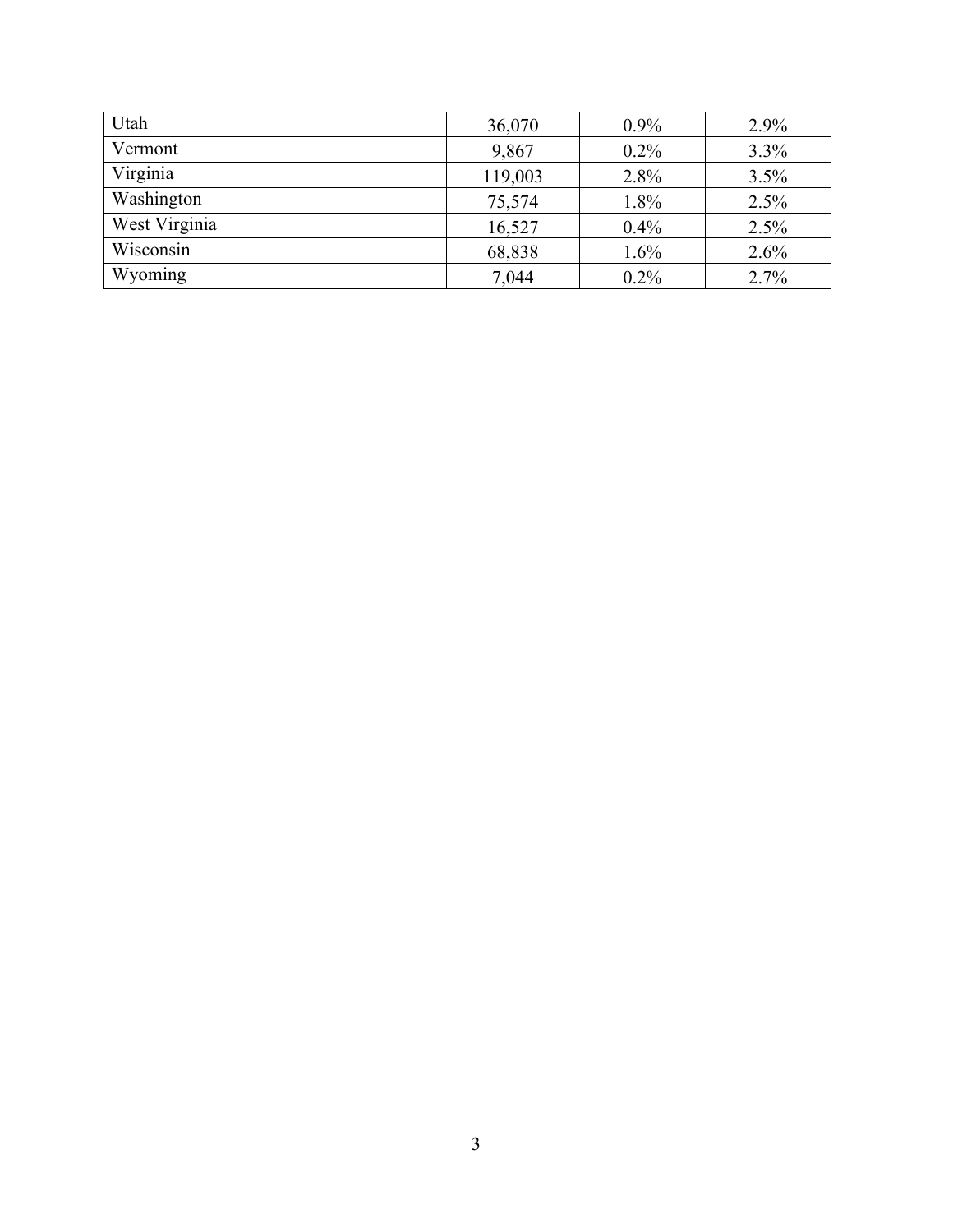| | | | |
|---|---|---|---|
| Utah | 36,070 | 0.9% | 2.9% |
| Vermont | 9,867 | 0.2% | 3.3% |
| Virginia | 119,003 | 2.8% | 3.5% |
| Washington | 75,574 | 1.8% | 2.5% |
| West Virginia | 16,527 | 0.4% | 2.5% |
| Wisconsin | 68,838 | 1.6% | 2.6% |
| Wyoming | 7,044 | 0.2% | 2.7% |